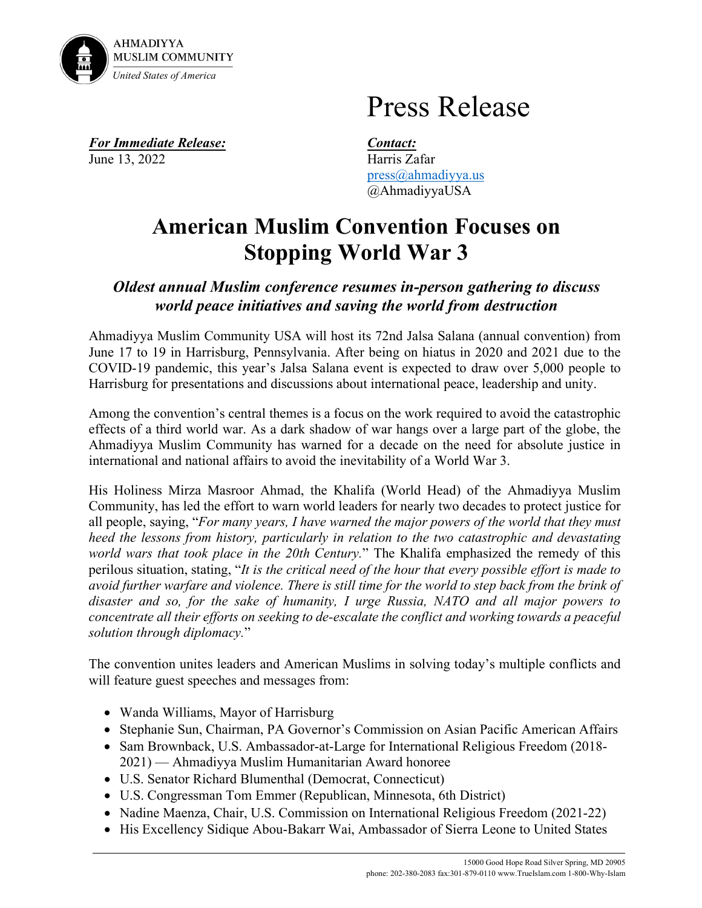AHMADIYYA
MUSLIM COMMUNITY
*United States of America*

# Press Release

***For Immediate Release:***
June 13, 2022

***Contact:***
Harris Zafar
press@ahmadiyya.us
@AhmadiyyaUSA

## American Muslim Convention Focuses on Stopping World War 3

### *Oldest annual Muslim conference resumes in-person gathering to discuss world peace initiatives and saving the world from destruction*

Ahmadiyya Muslim Community USA will host its 72nd Jalsa Salana (annual convention) from June 17 to 19 in Harrisburg, Pennsylvania. After being on hiatus in 2020 and 2021 due to the COVID-19 pandemic, this year's Jalsa Salana event is expected to draw over 5,000 people to Harrisburg for presentations and discussions about international peace, leadership and unity.

Among the convention's central themes is a focus on the work required to avoid the catastrophic effects of a third world war. As a dark shadow of war hangs over a large part of the globe, the Ahmadiyya Muslim Community has warned for a decade on the need for absolute justice in international and national affairs to avoid the inevitability of a World War 3.

His Holiness Mirza Masroor Ahmad, the Khalifa (World Head) of the Ahmadiyya Muslim Community, has led the effort to warn world leaders for nearly two decades to protect justice for all people, saying, "*For many years, I have warned the major powers of the world that they must heed the lessons from history, particularly in relation to the two catastrophic and devastating world wars that took place in the 20th Century.*" The Khalifa emphasized the remedy of this perilous situation, stating, "*It is the critical need of the hour that every possible effort is made to avoid further warfare and violence. There is still time for the world to step back from the brink of disaster and so, for the sake of humanity, I urge Russia, NATO and all major powers to concentrate all their efforts on seeking to de-escalate the conflict and working towards a peaceful solution through diplomacy.*"

The convention unites leaders and American Muslims in solving today's multiple conflicts and will feature guest speeches and messages from:

- Wanda Williams, Mayor of Harrisburg
- Stephanie Sun, Chairman, PA Governor's Commission on Asian Pacific American Affairs
- Sam Brownback, U.S. Ambassador-at-Large for International Religious Freedom (2018-2021) — Ahmadiyya Muslim Humanitarian Award honoree
- U.S. Senator Richard Blumenthal (Democrat, Connecticut)
- U.S. Congressman Tom Emmer (Republican, Minnesota, 6th District)
- Nadine Maenza, Chair, U.S. Commission on International Religious Freedom (2021-22)
- His Excellency Sidique Abou-Bakarr Wai, Ambassador of Sierra Leone to United States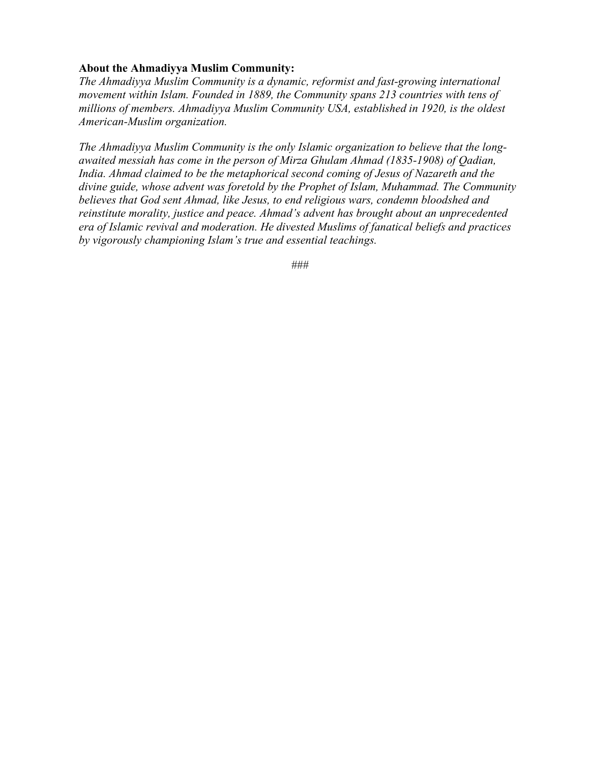**About the Ahmadiyya Muslim Community:**

*The Ahmadiyya Muslim Community is a dynamic, reformist and fast-growing international movement within Islam. Founded in 1889, the Community spans 213 countries with tens of millions of members. Ahmadiyya Muslim Community USA, established in 1920, is the oldest American-Muslim organization.*

*The Ahmadiyya Muslim Community is the only Islamic organization to believe that the long-awaited messiah has come in the person of Mirza Ghulam Ahmad (1835-1908) of Qadian, India. Ahmad claimed to be the metaphorical second coming of Jesus of Nazareth and the divine guide, whose advent was foretold by the Prophet of Islam, Muhammad. The Community believes that God sent Ahmad, like Jesus, to end religious wars, condemn bloodshed and reinstitute morality, justice and peace. Ahmad's advent has brought about an unprecedented era of Islamic revival and moderation. He divested Muslims of fanatical beliefs and practices by vigorously championing Islam's true and essential teachings.*

###